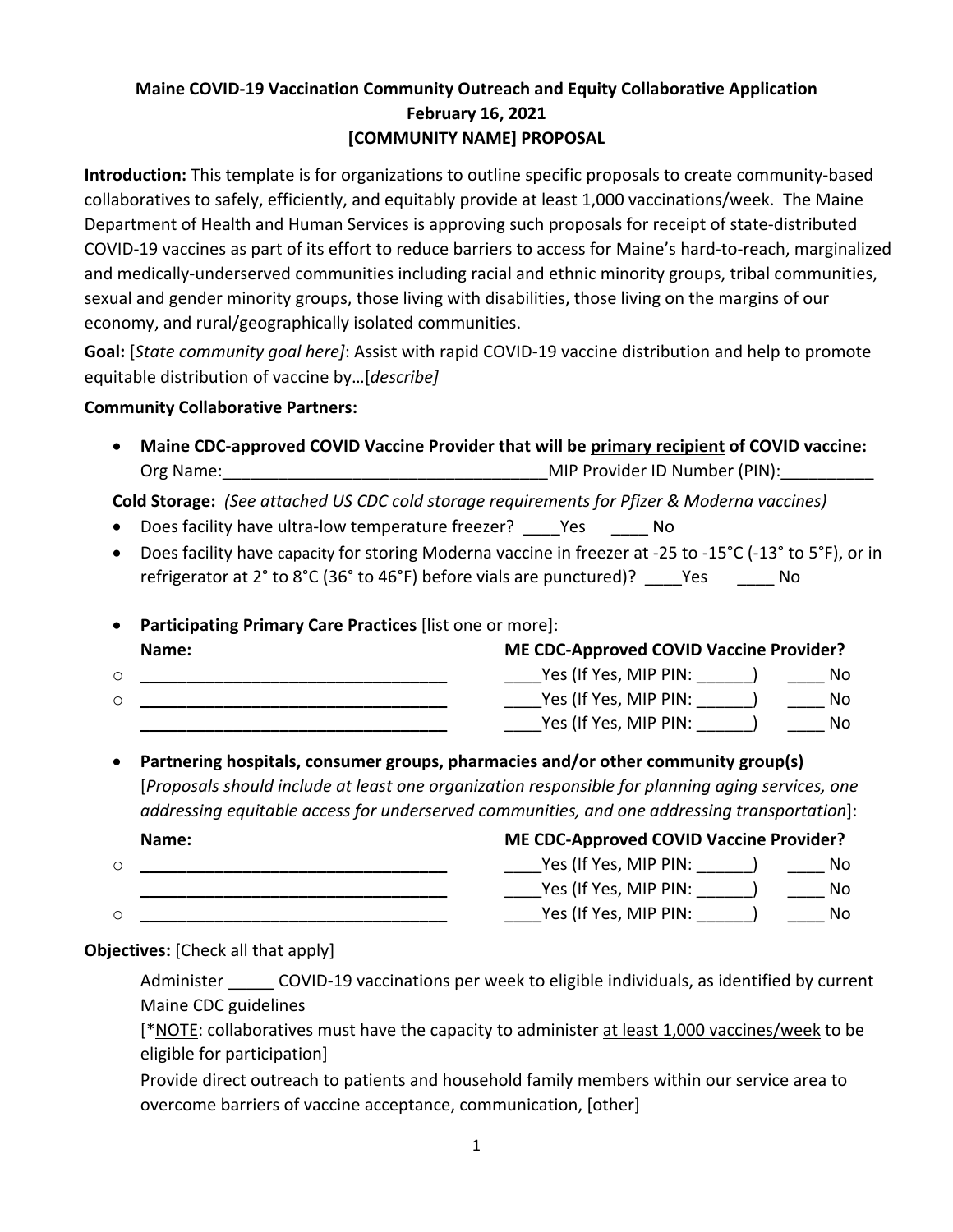**Maine COVID-19 Vaccination Community Outreach and Equity Collaborative Application**
**February 16, 2021**
**[COMMUNITY NAME] PROPOSAL**

**Introduction:** This template is for organizations to outline specific proposals to create community-based collaboratives to safely, efficiently, and equitably provide <u>at least 1,000 vaccinations/week</u>. The Maine Department of Health and Human Services is approving such proposals for receipt of state-distributed COVID-19 vaccines as part of its effort to reduce barriers to access for Maine's hard-to-reach, marginalized and medically-underserved communities including racial and ethnic minority groups, tribal communities, sexual and gender minority groups, those living with disabilities, those living on the margins of our economy, and rural/geographically isolated communities.

**Goal:** [*State community goal here]*: Assist with rapid COVID-19 vaccine distribution and help to promote equitable distribution of vaccine by…[*describe]*

**Community Collaborative Partners:**

- **Maine CDC-approved COVID Vaccine Provider that will be <u>primary recipient</u> of COVID vaccine:**
  Org Name:___________________________________MIP Provider ID Number (PIN):__________

**Cold Storage:** *(See attached US CDC cold storage requirements for Pfizer & Moderna vaccines)*

- Does facility have ultra-low temperature freezer? ____Yes ____ No
- Does facility have capacity for storing Moderna vaccine in freezer at -25 to -15°C (-13° to 5°F), or in refrigerator at 2° to 8°C (36° to 46°F) before vials are punctured)? ____Yes ____ No

- **Participating Primary Care Practices** [list one or more]:

| Name: | ME CDC-Approved COVID Vaccine Provider? |
|---|---|
| ______________________________ | ____Yes (If Yes, MIP PIN: ______) ____ No |
| ______________________________ | ____Yes (If Yes, MIP PIN: ______) ____ No |
| ______________________________ | ____Yes (If Yes, MIP PIN: ______) ____ No |

- **Partnering hospitals, consumer groups, pharmacies and/or other community group(s)** [*Proposals should include at least one organization responsible for planning aging services, one addressing equitable access for underserved communities, and one addressing transportation*]:

| Name: | ME CDC-Approved COVID Vaccine Provider? |
|---|---|
| ______________________________ | ____Yes (If Yes, MIP PIN: ______) ____ No |
| ______________________________ | ____Yes (If Yes, MIP PIN: ______) ____ No |
| ______________________________ | ____Yes (If Yes, MIP PIN: ______) ____ No |

**Objectives:** [Check all that apply]

Administer _____ COVID-19 vaccinations per week to eligible individuals, as identified by current Maine CDC guidelines
[*<u>NOTE</u>: collaboratives must have the capacity to administer <u>at least 1,000 vaccines/week</u> to be eligible for participation]

Provide direct outreach to patients and household family members within our service area to overcome barriers of vaccine acceptance, communication, [other]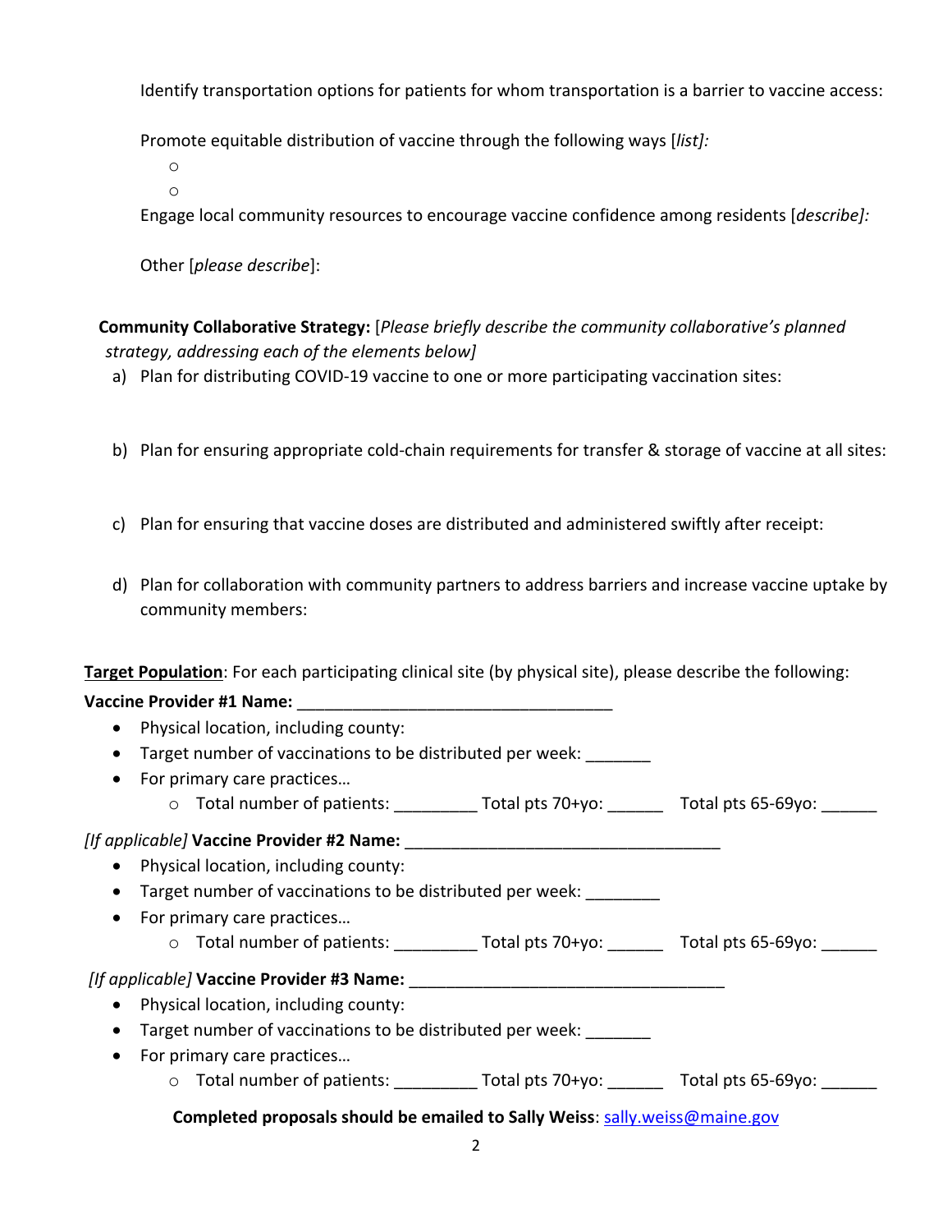Identify transportation options for patients for whom transportation is a barrier to vaccine access:

Promote equitable distribution of vaccine through the following ways [*list]:*

- 
- 

Engage local community resources to encourage vaccine confidence among residents [*describe]:*

Other [*please describe*]:

**Community Collaborative Strategy:** [*Please briefly describe the community collaborative's planned strategy, addressing each of the elements below]*

a) Plan for distributing COVID-19 vaccine to one or more participating vaccination sites:

b) Plan for ensuring appropriate cold-chain requirements for transfer & storage of vaccine at all sites:

c) Plan for ensuring that vaccine doses are distributed and administered swiftly after receipt:

d) Plan for collaboration with community partners to address barriers and increase vaccine uptake by community members:

**<u>Target Population</u>**: For each participating clinical site (by physical site), please describe the following:

**Vaccine Provider #1 Name:** ___________________________________

- Physical location, including county:
- Target number of vaccinations to be distributed per week: _______
- For primary care practices…
  - Total number of patients: _________ Total pts 70+yo: ______ Total pts 65-69yo: ______

*[If applicable]* **Vaccine Provider #2 Name:** ___________________________________

- Physical location, including county:
- Target number of vaccinations to be distributed per week: ________
- For primary care practices…
  - Total number of patients: _________ Total pts 70+yo: ______ Total pts 65-69yo: ______

*[If applicable]* **Vaccine Provider #3 Name:** ___________________________________

- Physical location, including county:
- Target number of vaccinations to be distributed per week: _______
- For primary care practices…
  - Total number of patients: _________ Total pts 70+yo: ______ Total pts 65-69yo: ______

**Completed proposals should be emailed to Sally Weiss**: sally.weiss@maine.gov